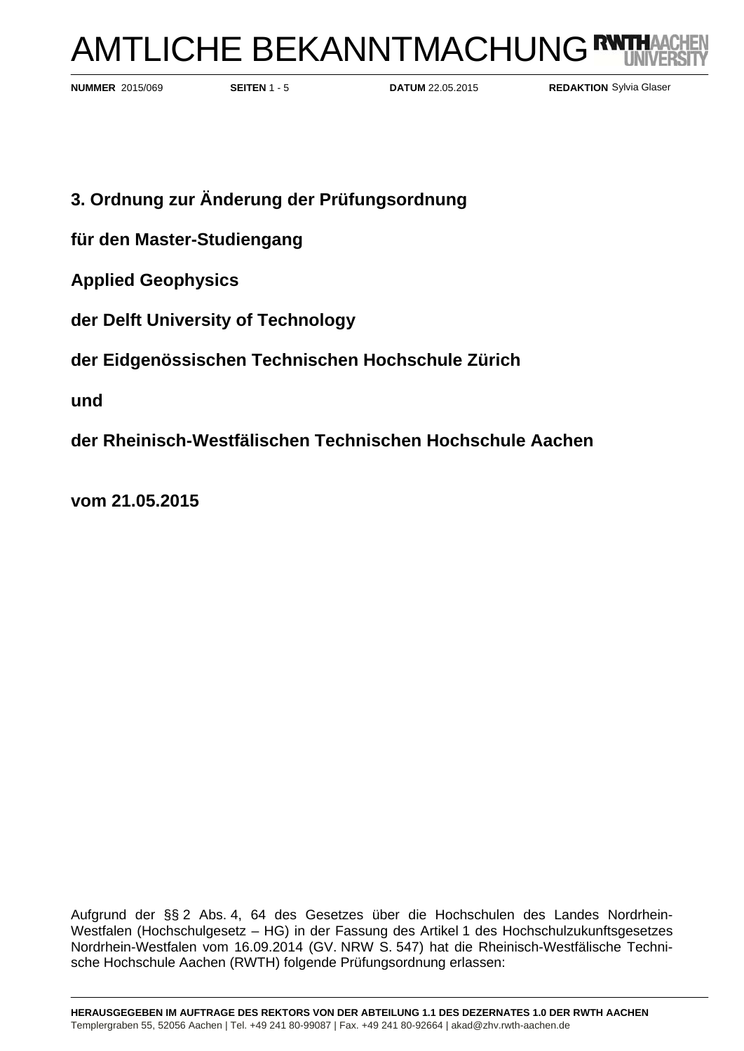# AMTLICHE BEKANNTMACHUNG

**NUMMER** 2015/069 **SEITEN** 1 - 5 **DATUM** 22.05.2015 **REDAKTION** Sylvia Glaser

**3. Ordnung zur Änderung der Prüfungsordnung**

**für den Master-Studiengang**

**Applied Geophysics**

**der Delft University of Technology**

**der Eidgenössischen Technischen Hochschule Zürich**

**und**

**der Rheinisch-Westfälischen Technischen Hochschule Aachen**

**vom 21.05.2015**

Aufgrund der §§ 2 Abs. 4, 64 des Gesetzes über die Hochschulen des Landes Nordrhein-Westfalen (Hochschulgesetz – HG) in der Fassung des Artikel 1 des Hochschulzukunftsgesetzes Nordrhein-Westfalen vom 16.09.2014 (GV. NRW S. 547) hat die Rheinisch-Westfälische Technische Hochschule Aachen (RWTH) folgende Prüfungsordnung erlassen:

**HERAUSGEGEBEN IM AUFTRAGE DES REKTORS VON DER ABTEILUNG 1.1 DES DEZERNATES 1.0 DER RWTH AACHEN**
Templergraben 55, 52056 Aachen | Tel. +49 241 80-99087 | Fax. +49 241 80-92664 | akad@zhv.rwth-aachen.de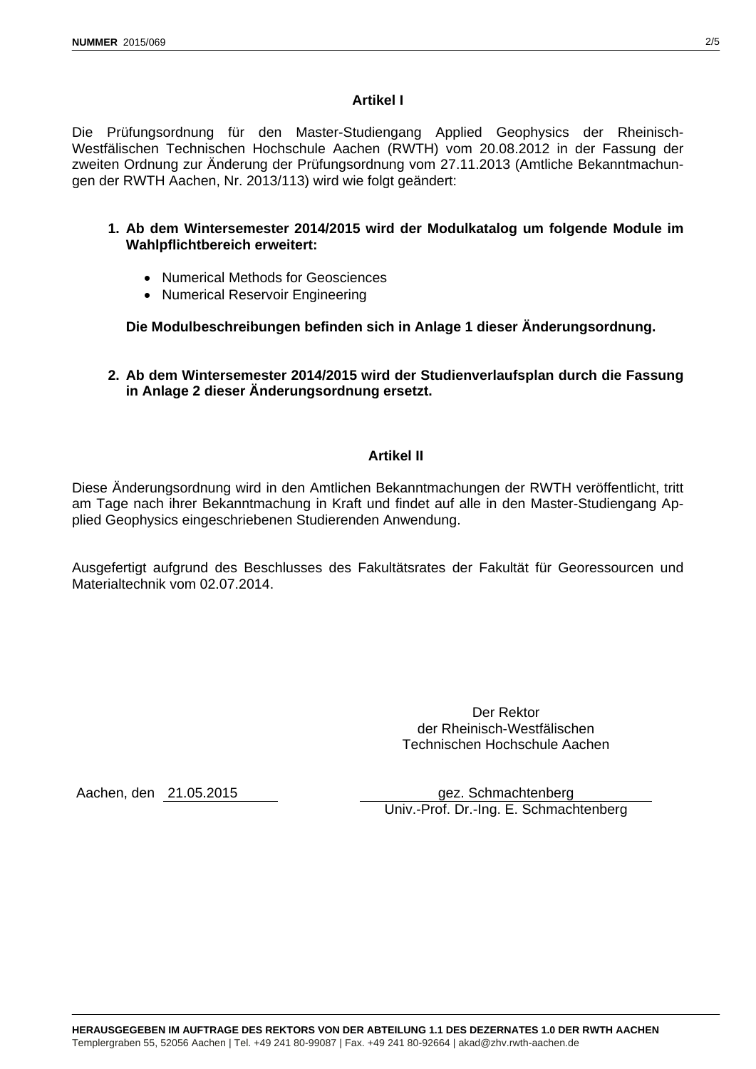## Artikel I

Die Prüfungsordnung für den Master-Studiengang Applied Geophysics der Rheinisch-Westfälischen Technischen Hochschule Aachen (RWTH) vom 20.08.2012 in der Fassung der zweiten Ordnung zur Änderung der Prüfungsordnung vom 27.11.2013 (Amtliche Bekanntmachungen der RWTH Aachen, Nr. 2013/113) wird wie folgt geändert:

1. **Ab dem Wintersemester 2014/2015 wird der Modulkatalog um folgende Module im Wahlpflichtbereich erweitert:**

    - Numerical Methods for Geosciences
    - Numerical Reservoir Engineering

    **Die Modulbeschreibungen befinden sich in Anlage 1 dieser Änderungsordnung.**

2. **Ab dem Wintersemester 2014/2015 wird der Studienverlaufsplan durch die Fassung in Anlage 2 dieser Änderungsordnung ersetzt.**

## Artikel II

Diese Änderungsordnung wird in den Amtlichen Bekanntmachungen der RWTH veröffentlicht, tritt am Tage nach ihrer Bekanntmachung in Kraft und findet auf alle in den Master-Studiengang Applied Geophysics eingeschriebenen Studierenden Anwendung.

Ausgefertigt aufgrund des Beschlusses des Fakultätsrates der Fakultät für Georessourcen und Materialtechnik vom 02.07.2014.

Der Rektor
der Rheinisch-Westfälischen
Technischen Hochschule Aachen

Aachen, den 21.05.2015

gez. Schmachtenberg
Univ.-Prof. Dr.-Ing. E. Schmachtenberg

**HERAUSGEGEBEN IM AUFTRAGE DES REKTORS VON DER ABTEILUNG 1.1 DES DEZERNATES 1.0 DER RWTH AACHEN**
Templergraben 55, 52056 Aachen | Tel. +49 241 80-99087 | Fax. +49 241 80-92664 | akad@zhv.rwth-aachen.de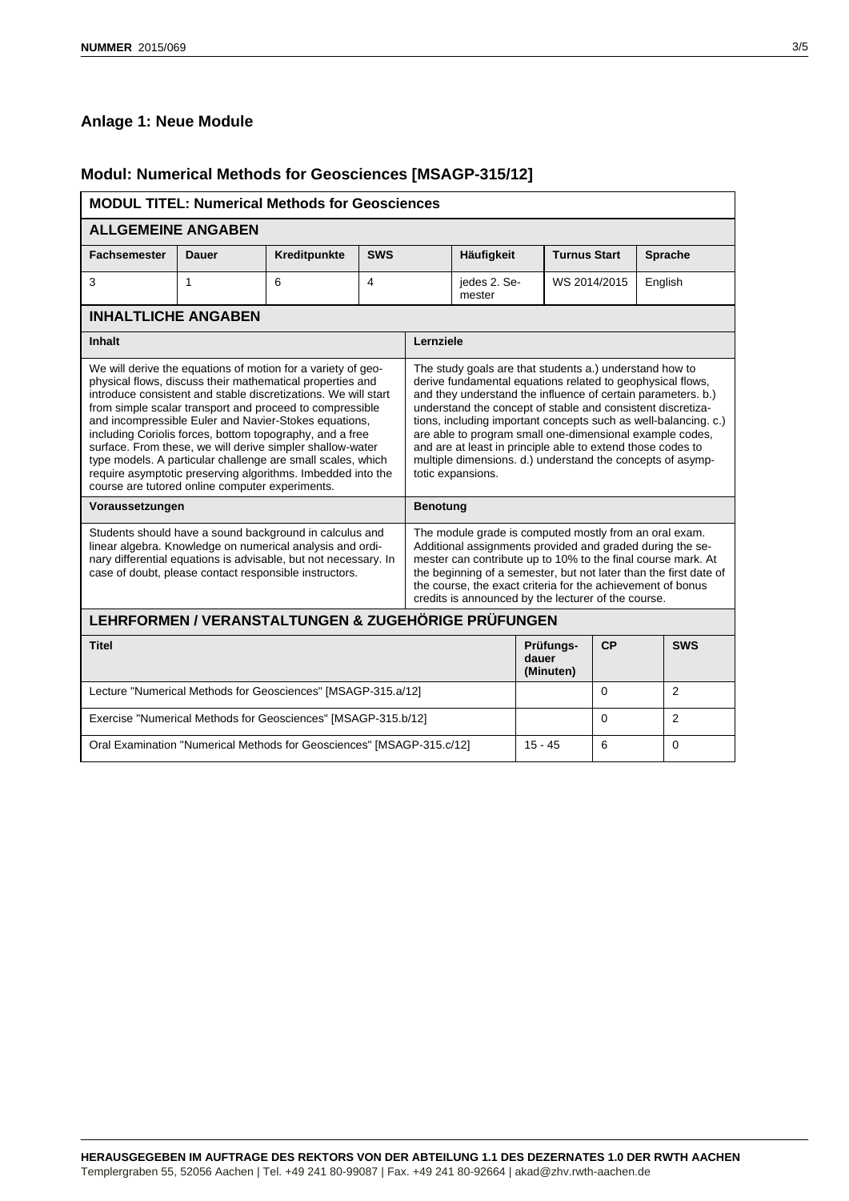## Anlage 1: Neue Module

## Modul: Numerical Methods for Geosciences [MSAGP-315/12]

### MODUL TITEL: Numerical Methods for Geosciences

#### ALLGEMEINE ANGABEN

| Fachsemester | Dauer | Kreditpunkte | SWS | Häufigkeit | Turnus Start | Sprache |
|---|---|---|---|---|---|---|
| 3 | 1 | 6 | 4 | jedes 2. Semester | WS 2014/2015 | English |

#### INHALTLICHE ANGABEN

**Inhalt**

We will derive the equations of motion for a variety of geophysical flows, discuss their mathematical properties and introduce consistent and stable discretizations. We will start from simple scalar transport and proceed to compressible and incompressible Euler and Navier-Stokes equations, including Coriolis forces, bottom topography, and a free surface. From these, we will derive simpler shallow-water type models. A particular challenge are small scales, which require asymptotic preserving algorithms. Imbedded into the course are tutored online computer experiments.

**Lernziele**

The study goals are that students a.) understand how to derive fundamental equations related to geophysical flows, and they understand the influence of certain parameters. b.) understand the concept of stable and consistent discretizations, including important concepts such as well-balancing. c.) are able to program small one-dimensional example codes, and are at least in principle able to extend those codes to multiple dimensions. d.) understand the concepts of asymptotic expansions.

**Voraussetzungen**

Students should have a sound background in calculus and linear algebra. Knowledge on numerical analysis and ordinary differential equations is advisable, but not necessary. In case of doubt, please contact responsible instructors.

**Benotung**

The module grade is computed mostly from an oral exam. Additional assignments provided and graded during the semester can contribute up to 10% to the final course mark. At the beginning of a semester, but not later than the first date of the course, the exact criteria for the achievement of bonus credits is announced by the lecturer of the course.

#### LEHRFORMEN / VERANSTALTUNGEN & ZUGEHÖRIGE PRÜFUNGEN

| Titel | Prüfungsdauer (Minuten) | CP | SWS |
|---|---|---|---|
| Lecture "Numerical Methods for Geosciences" [MSAGP-315.a/12] | | 0 | 2 |
| Exercise "Numerical Methods for Geosciences" [MSAGP-315.b/12] | | 0 | 2 |
| Oral Examination "Numerical Methods for Geosciences" [MSAGP-315.c/12] | 15 - 45 | 6 | 0 |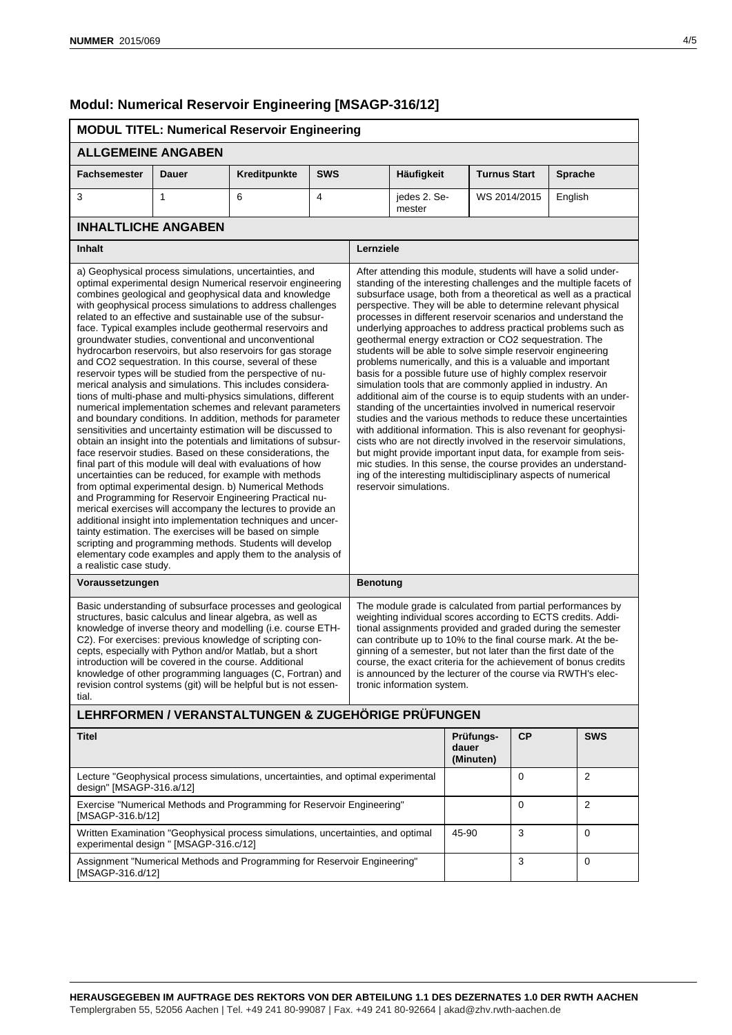## Modul: Numerical Reservoir Engineering [MSAGP-316/12]

### MODUL TITEL: Numerical Reservoir Engineering

#### ALLGEMEINE ANGABEN

| Fachsemester | Dauer | Kreditpunkte | SWS | Häufigkeit | Turnus Start | Sprache |
|---|---|---|---|---|---|---|
| 3 | 1 | 6 | 4 | jedes 2. Semester | WS 2014/2015 | English |

#### INHALTLICHE ANGABEN

**Inhalt**

a) Geophysical process simulations, uncertainties, and optimal experimental design Numerical reservoir engineering combines geological and geophysical data and knowledge with geophysical process simulations to address challenges related to an effective and sustainable use of the subsurface. Typical examples include geothermal reservoirs and groundwater studies, conventional and unconventional hydrocarbon reservoirs, but also reservoirs for gas storage and CO2 sequestration. In this course, several of these reservoir types will be studied from the perspective of numerical analysis and simulations. This includes considerations of multi-phase and multi-physics simulations, different numerical implementation schemes and relevant parameters and boundary conditions. In addition, methods for parameter sensitivities and uncertainty estimation will be discussed to obtain an insight into the potentials and limitations of subsurface reservoir studies. Based on these considerations, the final part of this module will deal with evaluations of how uncertainties can be reduced, for example with methods from optimal experimental design. b) Numerical Methods and Programming for Reservoir Engineering Practical numerical exercises will accompany the lectures to provide an additional insight into implementation techniques and uncertainty estimation. The exercises will be based on simple scripting and programming methods. Students will develop elementary code examples and apply them to the analysis of a realistic case study.

**Lernziele**

After attending this module, students will have a solid understanding of the interesting challenges and the multiple facets of subsurface usage, both from a theoretical as well as a practical perspective. They will be able to determine relevant physical processes in different reservoir scenarios and understand the underlying approaches to address practical problems such as geothermal energy extraction or CO2 sequestration. The students will be able to solve simple reservoir engineering problems numerically, and this is a valuable and important basis for a possible future use of highly complex reservoir simulation tools that are commonly applied in industry. An additional aim of the course is to equip students with an understanding of the uncertainties involved in numerical reservoir studies and the various methods to reduce these uncertainties with additional information. This is also revenant for geophysicists who are not directly involved in the reservoir simulations, but might provide important input data, for example from seismic studies. In this sense, the course provides an understanding of the interesting multidisciplinary aspects of numerical reservoir simulations.

**Voraussetzungen**

Basic understanding of subsurface processes and geological structures, basic calculus and linear algebra, as well as knowledge of inverse theory and modelling (i.e. course ETH-C2). For exercises: previous knowledge of scripting concepts, especially with Python and/or Matlab, but a short introduction will be covered in the course. Additional knowledge of other programming languages (C, Fortran) and revision control systems (git) will be helpful but is not essential.

**Benotung**

The module grade is calculated from partial performances by weighting individual scores according to ECTS credits. Additional assignments provided and graded during the semester can contribute up to 10% to the final course mark. At the beginning of a semester, but not later than the first date of the course, the exact criteria for the achievement of bonus credits is announced by the lecturer of the course via RWTH's electronic information system.

#### LEHRFORMEN / VERANSTALTUNGEN & ZUGEHÖRIGE PRÜFUNGEN

| Titel | Prüfungsdauer (Minuten) | CP | SWS |
|---|---|---|---|
| Lecture "Geophysical process simulations, uncertainties, and optimal experimental design" [MSAGP-316.a/12] | | 0 | 2 |
| Exercise "Numerical Methods and Programming for Reservoir Engineering" [MSAGP-316.b/12] | | 0 | 2 |
| Written Examination "Geophysical process simulations, uncertainties, and optimal experimental design " [MSAGP-316.c/12] | 45-90 | 3 | 0 |
| Assignment "Numerical Methods and Programming for Reservoir Engineering" [MSAGP-316.d/12] | | 3 | 0 |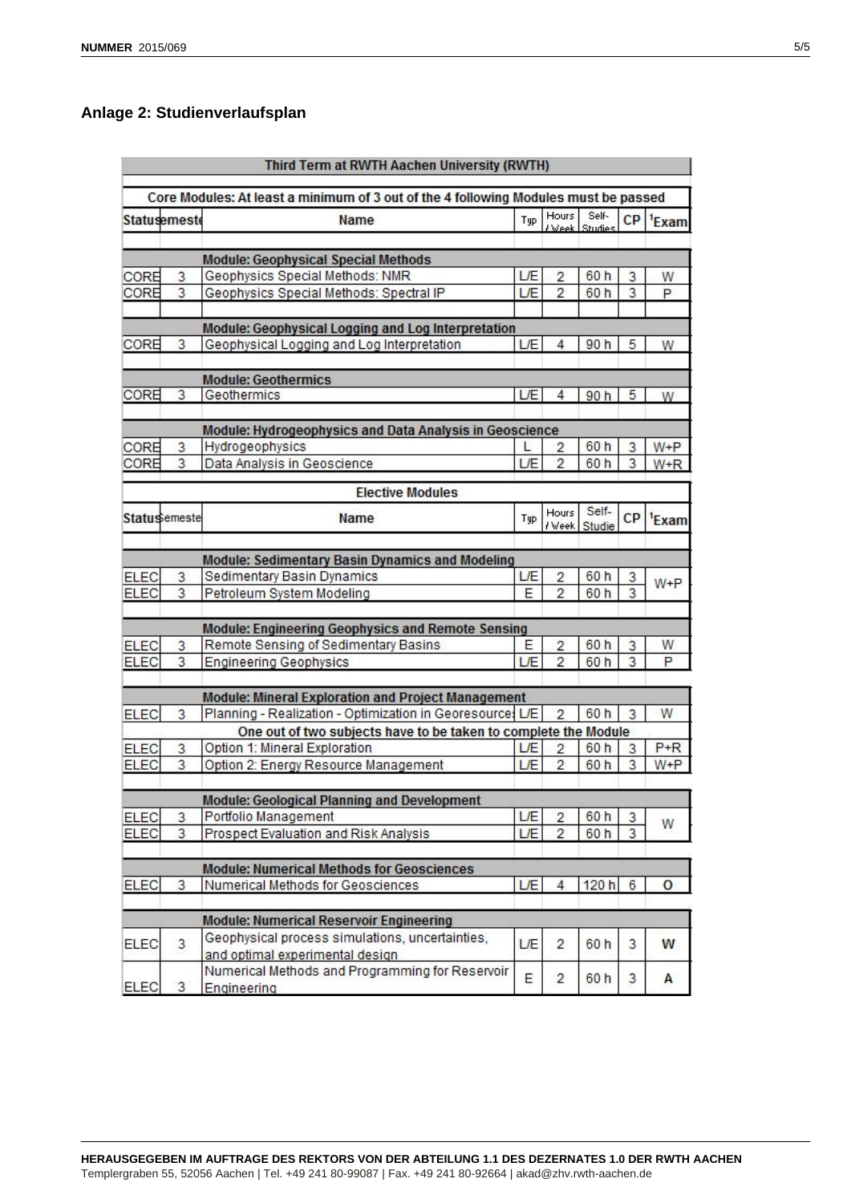## Anlage 2: Studienverlaufsplan

| Third Term at RWTH Aachen University (RWTH) | | | | | | | |
|---|---|---|---|---|---|---|---|
| **Core Modules: At least a minimum of 3 out of the 4 following Modules must be passed** | | | | | | | |
| **Status** | **semester** | **Name** | **Typ** | **Hours / Week** | **Self-Studies** | **CP** | **[1]Exam** |
| | | **Module: Geophysical Special Methods** | | | | | |
| CORE | 3 | Geophysics Special Methods: NMR | L/E | 2 | 60 h | 3 | W |
| CORE | 3 | Geophysics Special Methods: Spectral IP | L/E | 2 | 60 h | 3 | P |
| | | **Module: Geophysical Logging and Log Interpretation** | | | | | |
| CORE | 3 | Geophysical Logging and Log Interpretation | L/E | 4 | 90 h | 5 | W |
| | | **Module: Geothermics** | | | | | |
| CORE | 3 | Geothermics | L/E | 4 | 90 h | 5 | W |
| | | **Module: Hydrogeophysics and Data Analysis in Geoscience** | | | | | |
| CORE | 3 | Hydrogeophysics | L | 2 | 60 h | 3 | W+P |
| CORE | 3 | Data Analysis in Geoscience | L/E | 2 | 60 h | 3 | W+R |
| **Elective Modules** | | | | | | | |
| **Status** | **semester** | **Name** | **Typ** | **Hours / Week** | **Self-Studie** | **CP** | **[1]Exam** |
| | | **Module: Sedimentary Basin Dynamics and Modeling** | | | | | |
| ELEC | 3 | Sedimentary Basin Dynamics | L/E | 2 | 60 h | 3 | W+P |
| ELEC | 3 | Petroleum System Modeling | E | 2 | 60 h | 3 | |
| | | **Module: Engineering Geophysics and Remote Sensing** | | | | | |
| ELEC | 3 | Remote Sensing of Sedimentary Basins | E | 2 | 60 h | 3 | W |
| ELEC | 3 | Engineering Geophysics | L/E | 2 | 60 h | 3 | P |
| | | **Module: Mineral Exploration and Project Management** | | | | | |
| ELEC | 3 | Planning - Realization - Optimization in Georesources | L/E | 2 | 60 h | 3 | W |
| | | One out of two subjects have to be taken to complete the Module | | | | | |
| ELEC | 3 | Option 1: Mineral Exploration | L/E | 2 | 60 h | 3 | P+R |
| ELEC | 3 | Option 2: Energy Resource Management | L/E | 2 | 60 h | 3 | W+P |
| | | **Module: Geological Planning and Development** | | | | | |
| ELEC | 3 | Portfolio Management | L/E | 2 | 60 h | 3 | W |
| ELEC | 3 | Prospect Evaluation and Risk Analysis | L/E | 2 | 60 h | 3 | |
| | | **Module: Numerical Methods for Geosciences** | | | | | |
| ELEC | 3 | Numerical Methods for Geosciences | L/E | 4 | 120 h | 6 | O |
| | | **Module: Numerical Reservoir Engineering** | | | | | |
| ELEC | 3 | Geophysical process simulations, uncertainties, and optimal experimental design | L/E | 2 | 60 h | 3 | W |
| ELEC | 3 | Numerical Methods and Programming for Reservoir Engineering | E | 2 | 60 h | 3 | A |

**HERAUSGEGEBEN IM AUFTRAGE DES REKTORS VON DER ABTEILUNG 1.1 DES DEZERNATES 1.0 DER RWTH AACHEN**
Templergraben 55, 52056 Aachen | Tel. +49 241 80-99087 | Fax. +49 241 80-92664 | akad@zhv.rwth-aachen.de